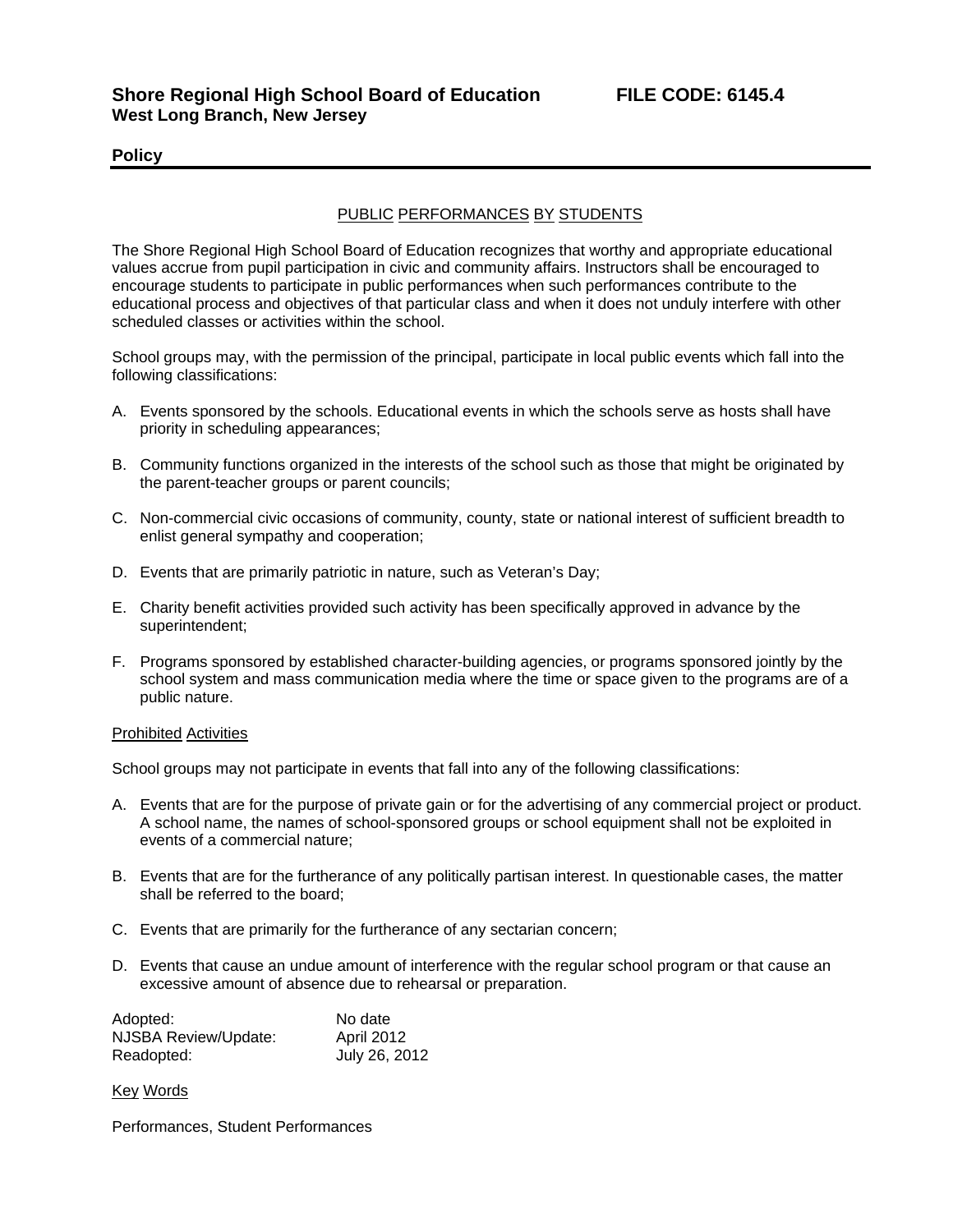**Shore Regional High School Board of Education** **FILE CODE: 6145.4**
**West Long Branch, New Jersey**

## Policy

### PUBLIC PERFORMANCES BY STUDENTS

The Shore Regional High School Board of Education recognizes that worthy and appropriate educational values accrue from pupil participation in civic and community affairs. Instructors shall be encouraged to encourage students to participate in public performances when such performances contribute to the educational process and objectives of that particular class and when it does not unduly interfere with other scheduled classes or activities within the school.

School groups may, with the permission of the principal, participate in local public events which fall into the following classifications:

A. Events sponsored by the schools. Educational events in which the schools serve as hosts shall have priority in scheduling appearances;

B. Community functions organized in the interests of the school such as those that might be originated by the parent-teacher groups or parent councils;

C. Non-commercial civic occasions of community, county, state or national interest of sufficient breadth to enlist general sympathy and cooperation;

D. Events that are primarily patriotic in nature, such as Veteran's Day;

E. Charity benefit activities provided such activity has been specifically approved in advance by the superintendent;

F. Programs sponsored by established character-building agencies, or programs sponsored jointly by the school system and mass communication media where the time or space given to the programs are of a public nature.

#### Prohibited Activities

School groups may not participate in events that fall into any of the following classifications:

A. Events that are for the purpose of private gain or for the advertising of any commercial project or product. A school name, the names of school-sponsored groups or school equipment shall not be exploited in events of a commercial nature;

B. Events that are for the furtherance of any politically partisan interest. In questionable cases, the matter shall be referred to the board;

C. Events that are primarily for the furtherance of any sectarian concern;

D. Events that cause an undue amount of interference with the regular school program or that cause an excessive amount of absence due to rehearsal or preparation.

Adopted: No date
NJSBA Review/Update: April 2012
Readopted: July 26, 2012

#### Key Words

Performances, Student Performances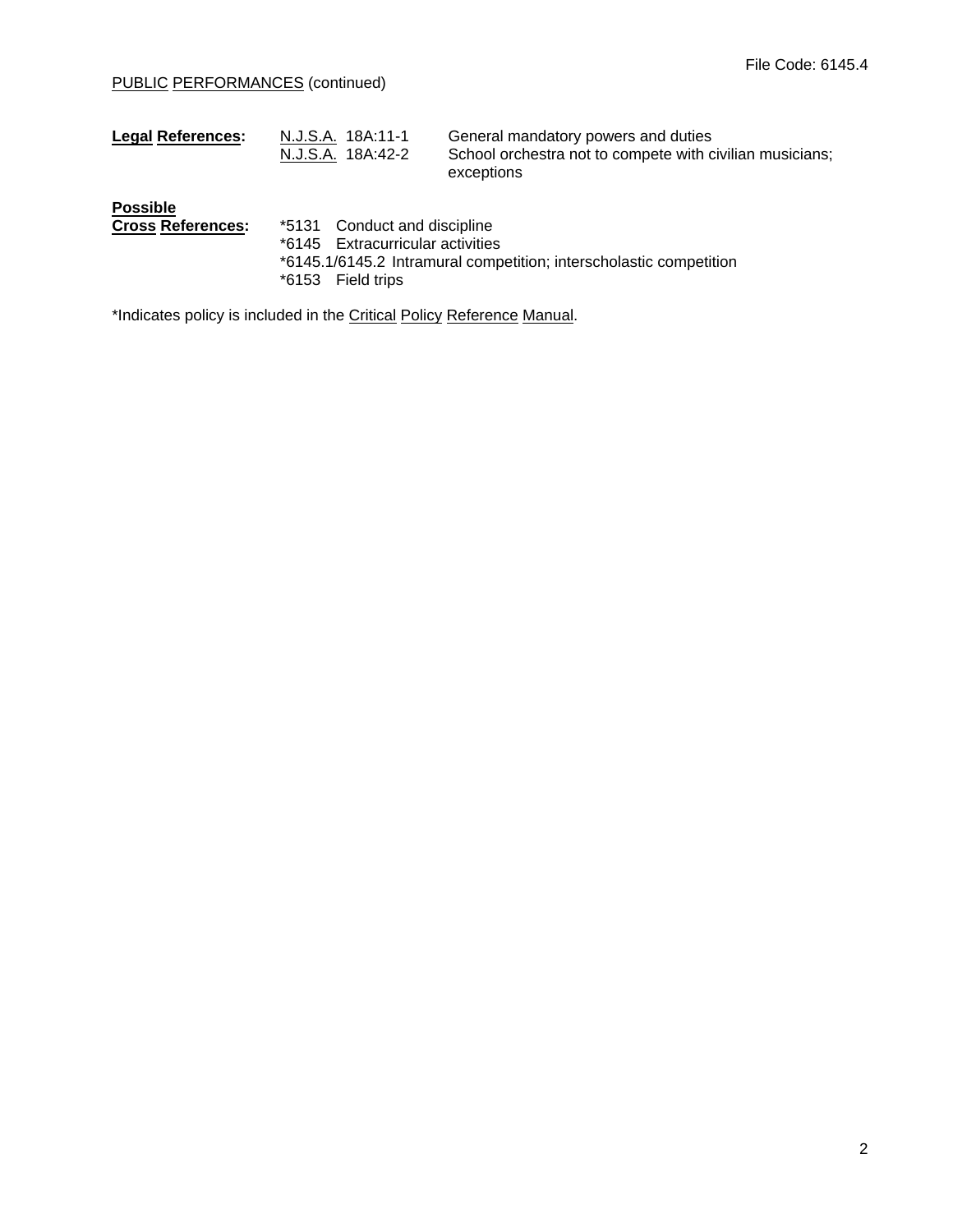PUBLIC PERFORMANCES (continued)

| | | |
|---|---|---|
| **Legal References:** | N.J.S.A. 18A:11-1 | General mandatory powers and duties |
| | N.J.S.A. 18A:42-2 | School orchestra not to compete with civilian musicians; exceptions |

**Possible Cross References:**

*5131 Conduct and discipline
*6145 Extracurricular activities
*6145.1/6145.2 Intramural competition; interscholastic competition
*6153 Field trips

*Indicates policy is included in the Critical Policy Reference Manual.